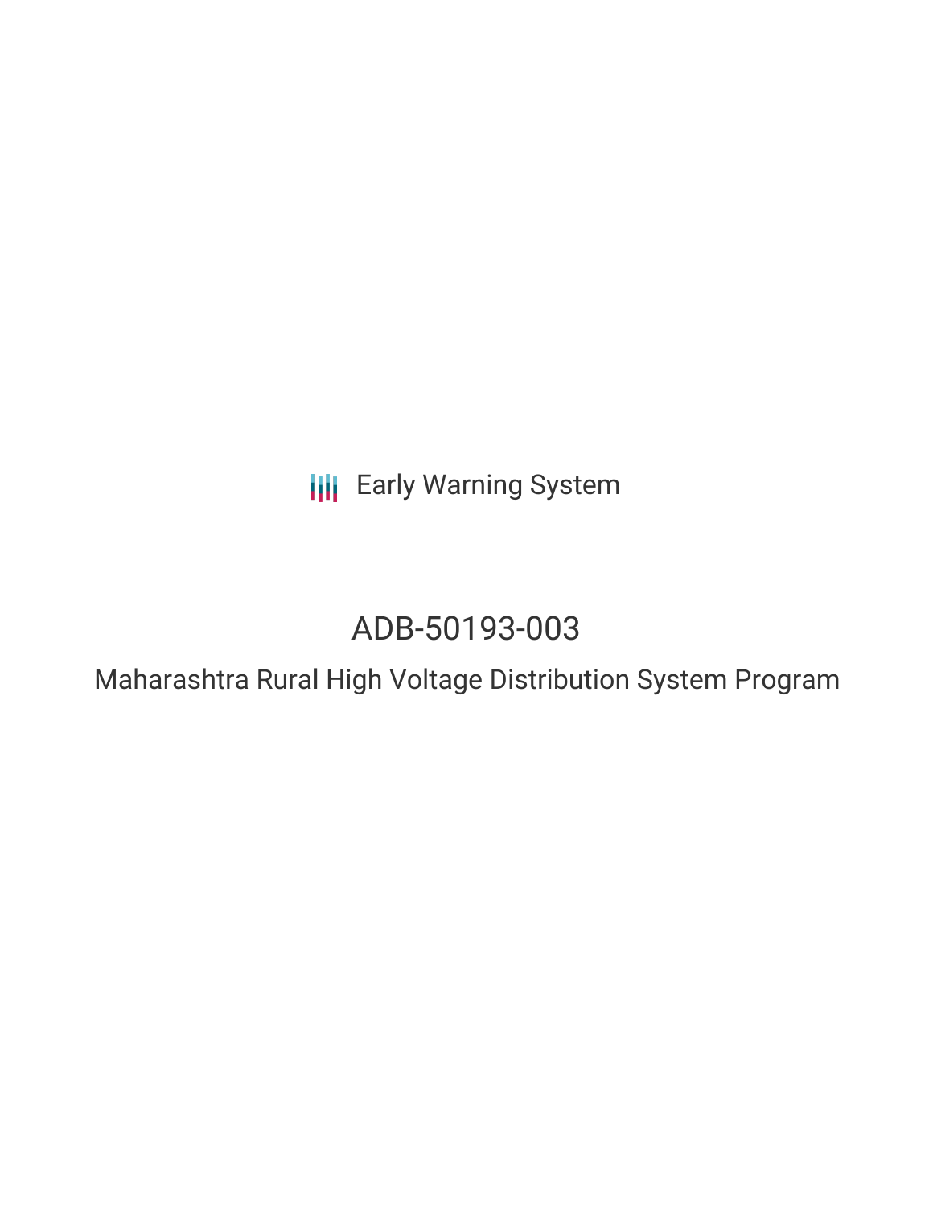Early Warning System

# ADB-50193-003

## Maharashtra Rural High Voltage Distribution System Program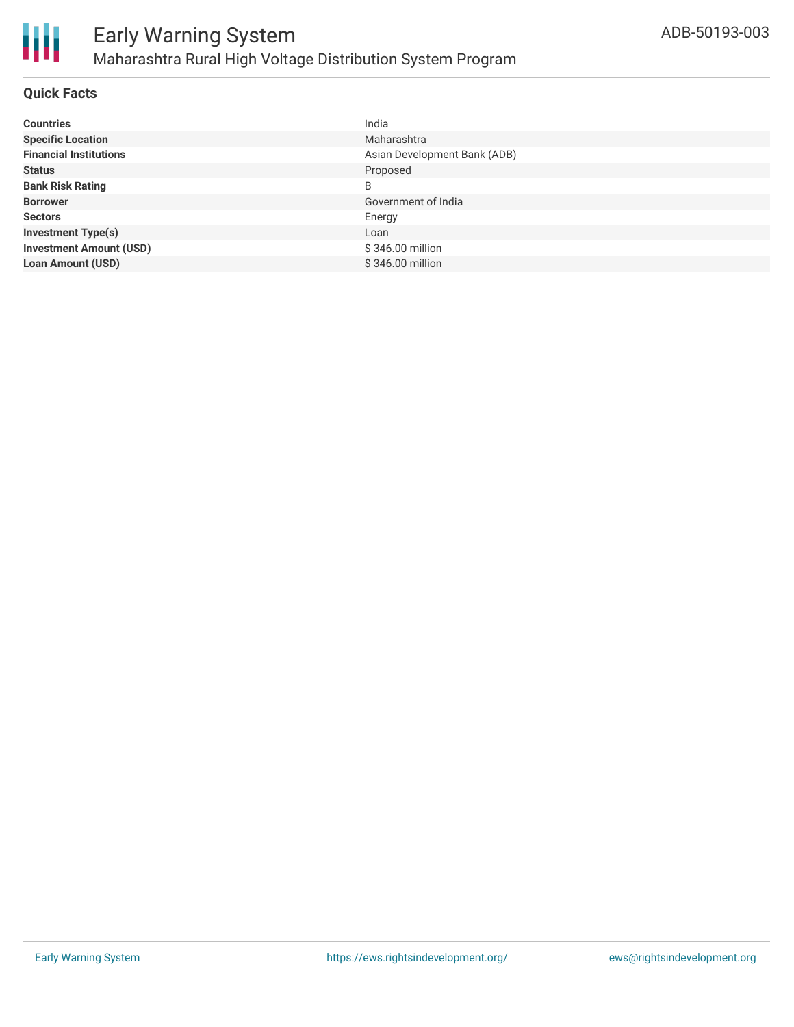## Quick Facts

| | |
|---|---|
| **Countries** | India |
| **Specific Location** | Maharashtra |
| **Financial Institutions** | Asian Development Bank (ADB) |
| **Status** | Proposed |
| **Bank Risk Rating** | B |
| **Borrower** | Government of India |
| **Sectors** | Energy |
| **Investment Type(s)** | Loan |
| **Investment Amount (USD)** | $ 346.00 million |
| **Loan Amount (USD)** | $ 346.00 million |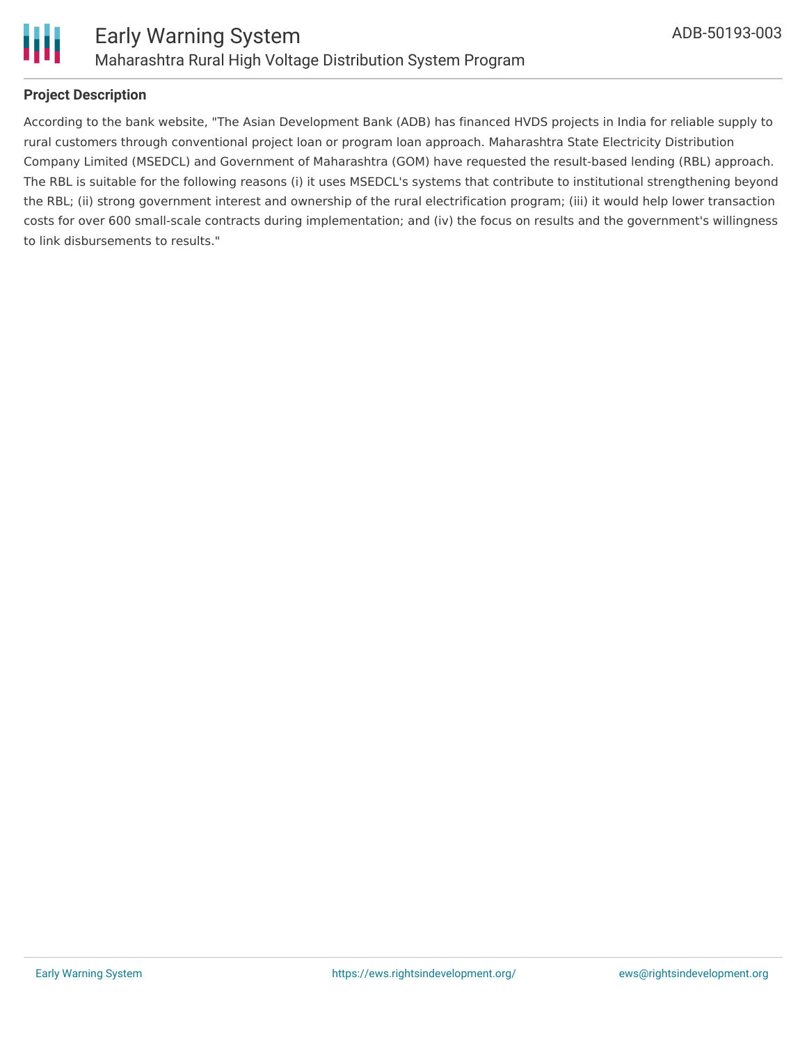**Project Description**

According to the bank website, "The Asian Development Bank (ADB) has financed HVDS projects in India for reliable supply to rural customers through conventional project loan or program loan approach. Maharashtra State Electricity Distribution Company Limited (MSEDCL) and Government of Maharashtra (GOM) have requested the result-based lending (RBL) approach. The RBL is suitable for the following reasons (i) it uses MSEDCL's systems that contribute to institutional strengthening beyond the RBL; (ii) strong government interest and ownership of the rural electrification program; (iii) it would help lower transaction costs for over 600 small-scale contracts during implementation; and (iv) the focus on results and the government's willingness to link disbursements to results."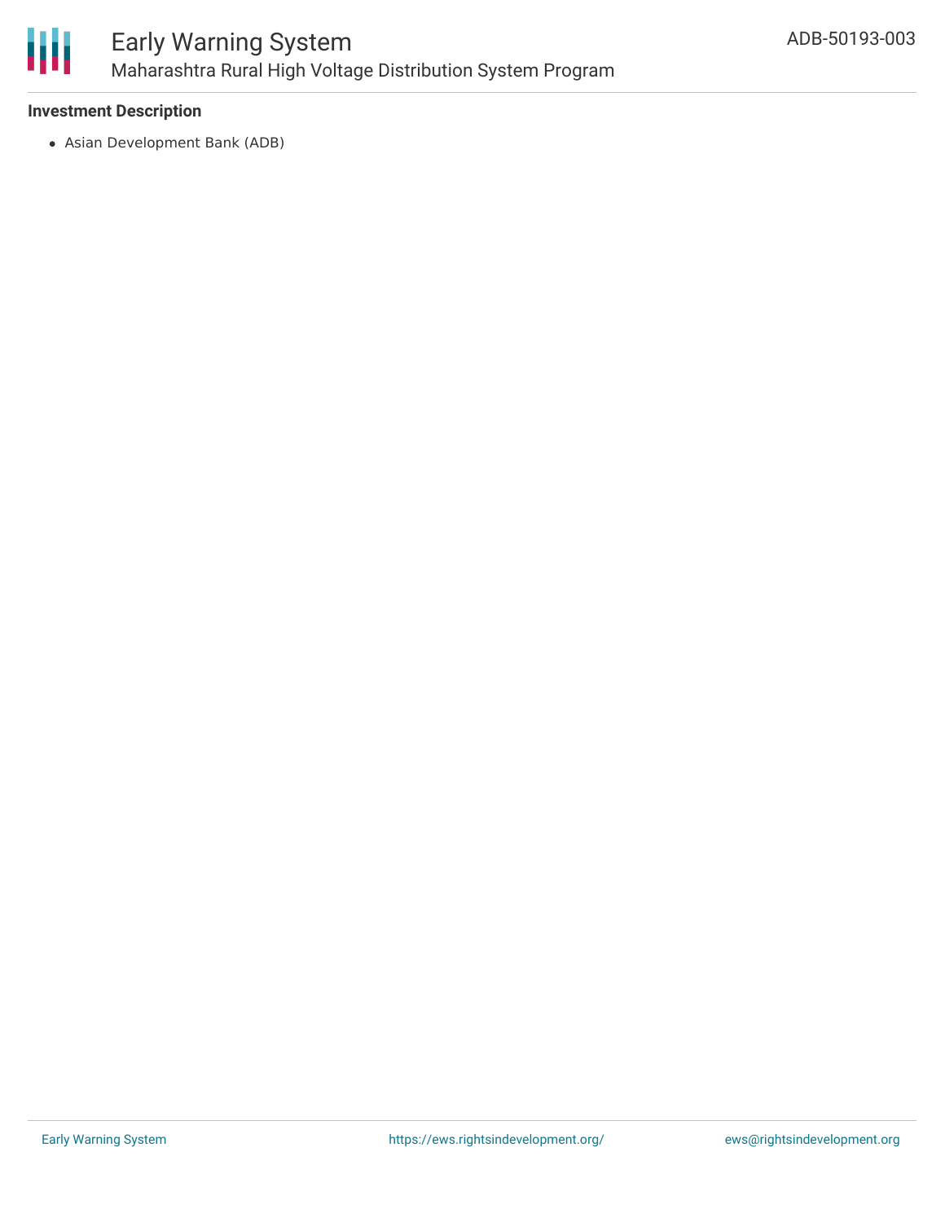### Investment Description

- Asian Development Bank (ADB)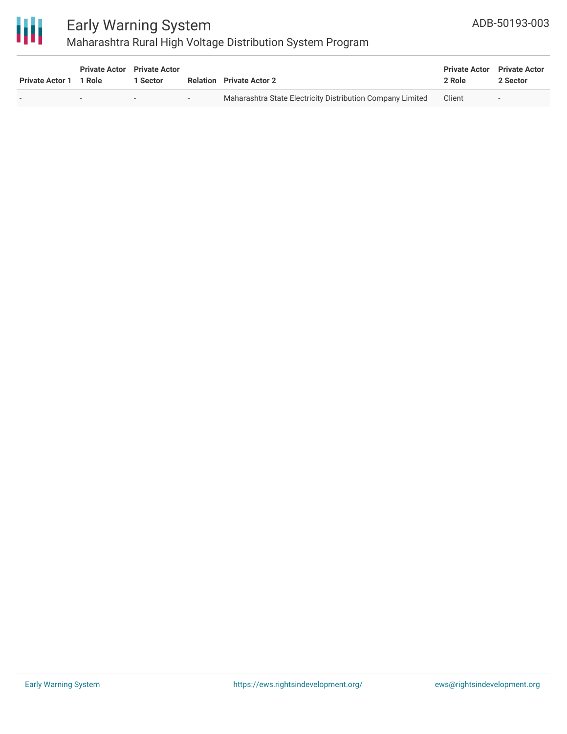| Private Actor 1 | Private Actor 1 Role | Private Actor 1 Sector | Relation | Private Actor 2 | Private Actor 2 Role | Private Actor 2 Sector |
|---|---|---|---|---|---|---|
| - | - | - | - | Maharashtra State Electricity Distribution Company Limited | Client | - |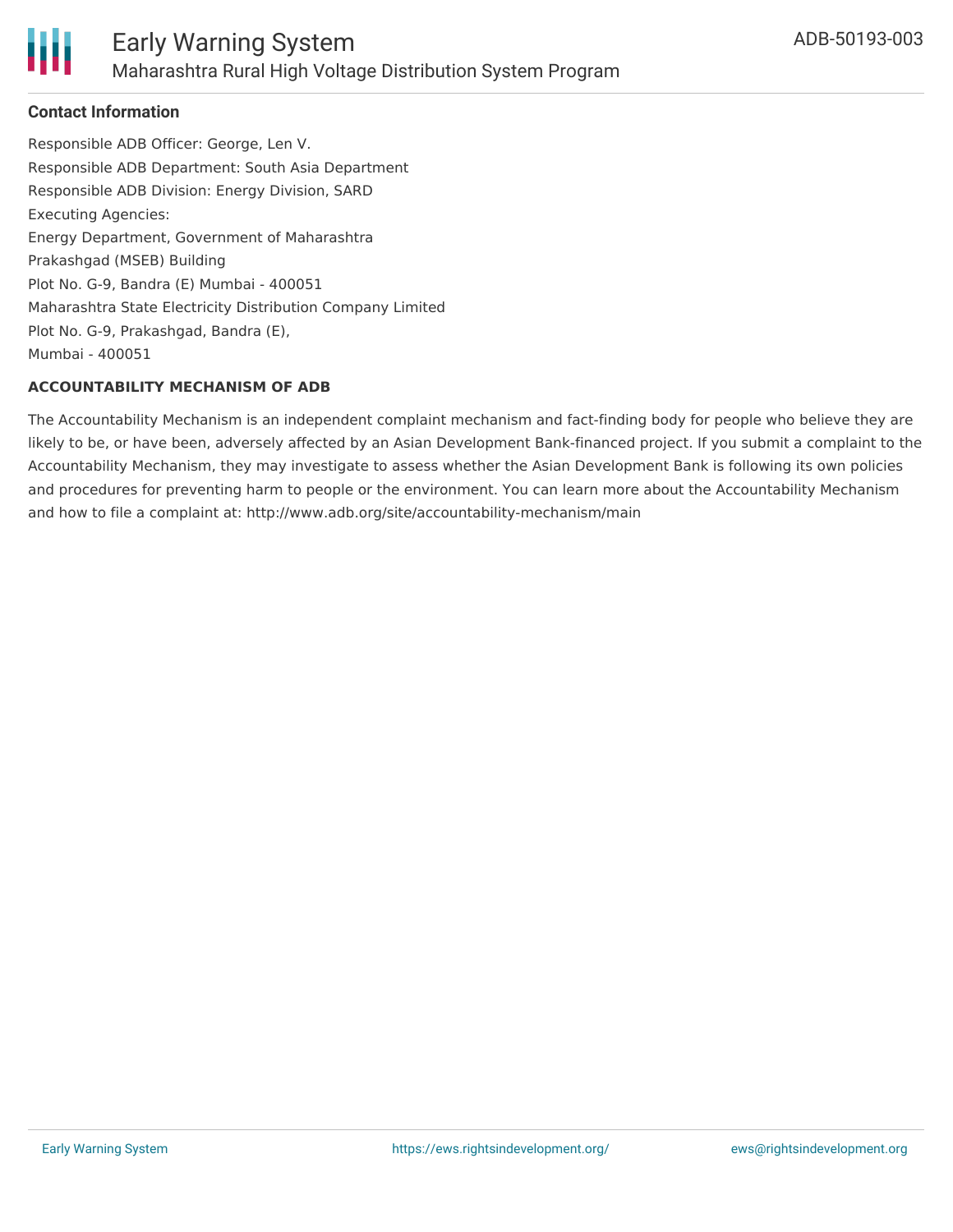## Contact Information

Responsible ADB Officer: George, Len V.

Responsible ADB Department: South Asia Department

Responsible ADB Division: Energy Division, SARD

Executing Agencies:

Energy Department, Government of Maharashtra

Prakashgad (MSEB) Building

Plot No. G-9, Bandra (E) Mumbai - 400051

Maharashtra State Electricity Distribution Company Limited

Plot No. G-9, Prakashgad, Bandra (E),

Mumbai - 400051

### ACCOUNTABILITY MECHANISM OF ADB

The Accountability Mechanism is an independent complaint mechanism and fact-finding body for people who believe they are likely to be, or have been, adversely affected by an Asian Development Bank-financed project. If you submit a complaint to the Accountability Mechanism, they may investigate to assess whether the Asian Development Bank is following its own policies and procedures for preventing harm to people or the environment. You can learn more about the Accountability Mechanism and how to file a complaint at: http://www.adb.org/site/accountability-mechanism/main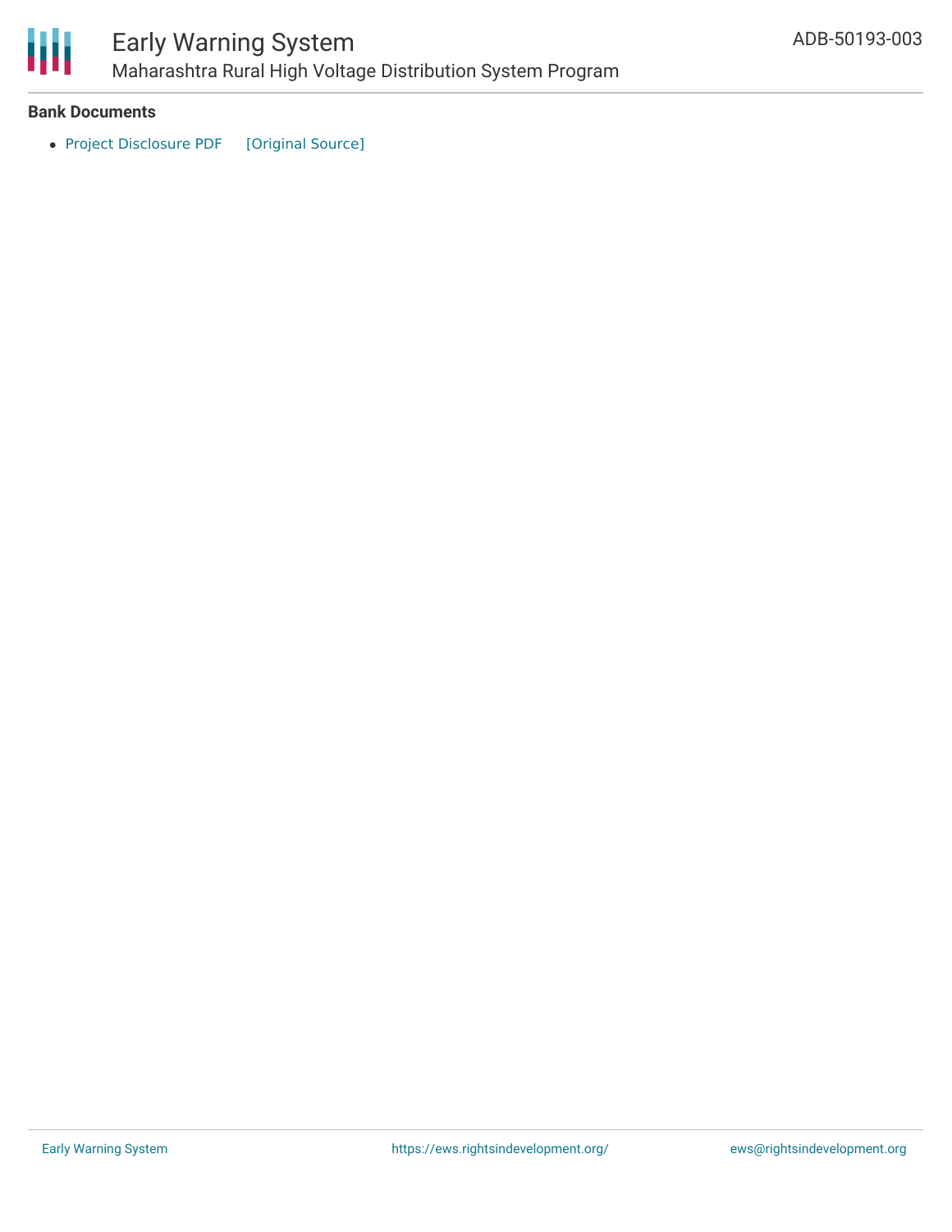**Bank Documents**

- Project Disclosure PDF [Original Source]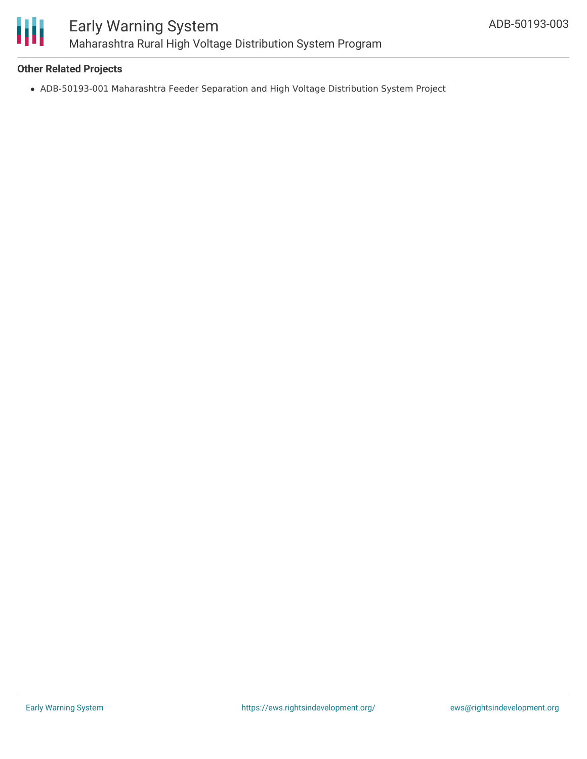**Other Related Projects**

- ADB-50193-001 Maharashtra Feeder Separation and High Voltage Distribution System Project